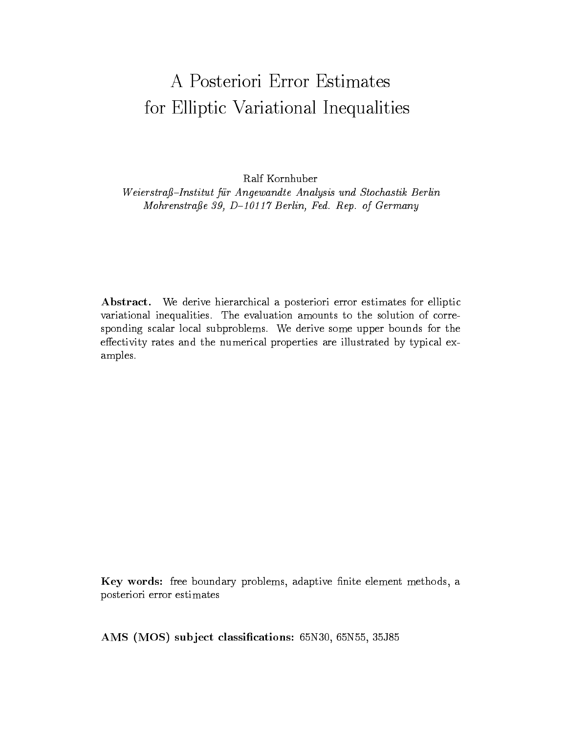# A Posteriori Error Estimates for Elliptic Variational Inequalities

Ralf Kornhuber

*Weierstraß–Institut für Angewandte Analysis und Stochastik Berlin*
*Mohrenstraße 39, D–10117 Berlin, Fed. Rep. of Germany*

**Abstract.** We derive hierarchical a posteriori error estimates for elliptic variational inequalities. The evaluation amounts to the solution of corresponding scalar local subproblems. We derive some upper bounds for the effectivity rates and the numerical properties are illustrated by typical examples.

**Key words:** free boundary problems, adaptive finite element methods, a posteriori error estimates

**AMS (MOS) subject classifications:** 65N30, 65N55, 35J85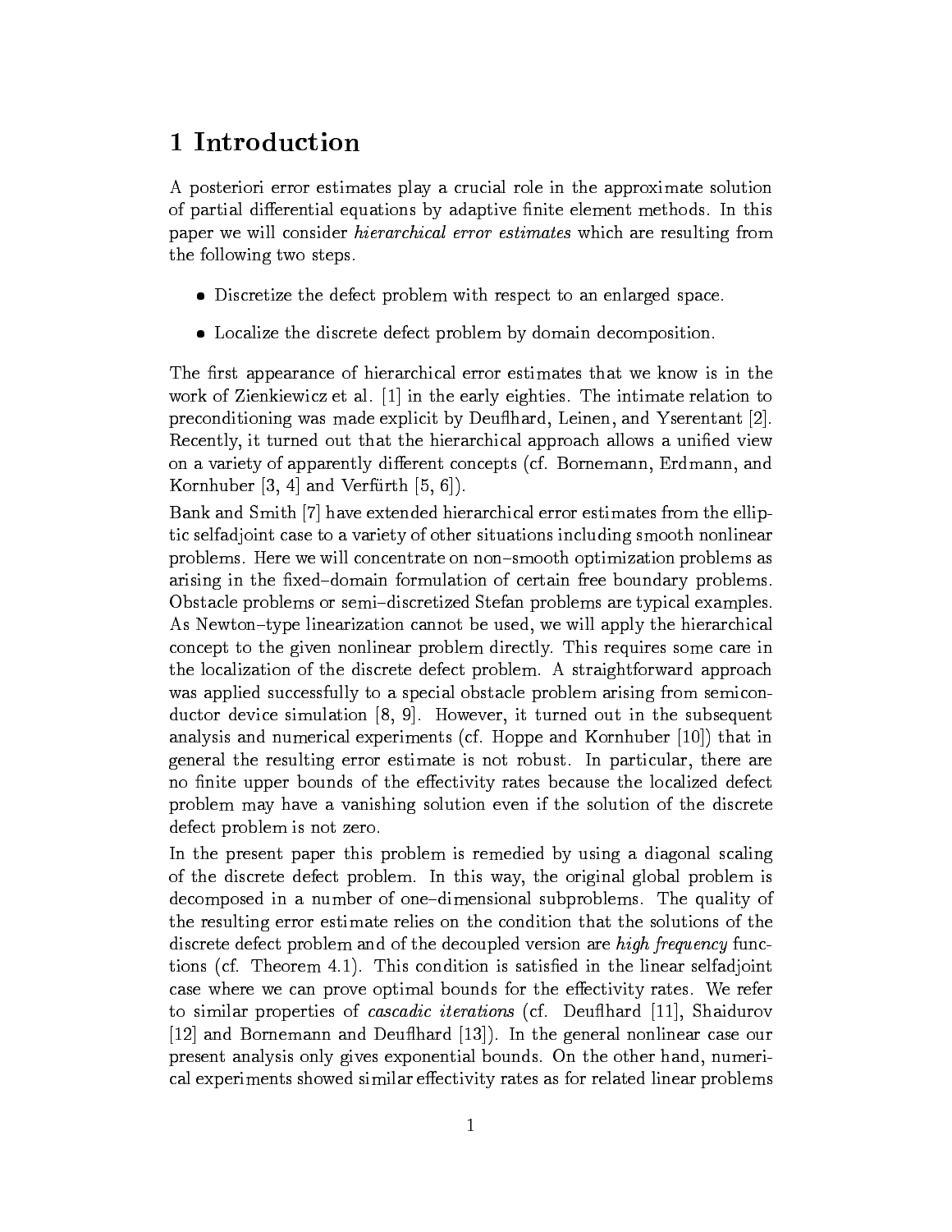# 1 Introduction

A posteriori error estimates play a crucial role in the approximate solution of partial differential equations by adaptive finite element methods. In this paper we will consider *hierarchical error estimates* which are resulting from the following two steps.

- Discretize the defect problem with respect to an enlarged space.
- Localize the discrete defect problem by domain decomposition.

The first appearance of hierarchical error estimates that we know is in the work of Zienkiewicz et al. [1] in the early eighties. The intimate relation to preconditioning was made explicit by Deuflhard, Leinen, and Yserentant [2]. Recently, it turned out that the hierarchical approach allows a unified view on a variety of apparently different concepts (cf. Bornemann, Erdmann, and Kornhuber [3, 4] and Verfürth [5, 6]).

Bank and Smith [7] have extended hierarchical error estimates from the elliptic selfadjoint case to a variety of other situations including smooth nonlinear problems. Here we will concentrate on non–smooth optimization problems as arising in the fixed–domain formulation of certain free boundary problems. Obstacle problems or semi–discretized Stefan problems are typical examples. As Newton–type linearization cannot be used, we will apply the hierarchical concept to the given nonlinear problem directly. This requires some care in the localization of the discrete defect problem. A straightforward approach was applied successfully to a special obstacle problem arising from semiconductor device simulation [8, 9]. However, it turned out in the subsequent analysis and numerical experiments (cf. Hoppe and Kornhuber [10]) that in general the resulting error estimate is not robust. In particular, there are no finite upper bounds of the effectivity rates because the localized defect problem may have a vanishing solution even if the solution of the discrete defect problem is not zero.

In the present paper this problem is remedied by using a diagonal scaling of the discrete defect problem. In this way, the original global problem is decomposed in a number of one–dimensional subproblems. The quality of the resulting error estimate relies on the condition that the solutions of the discrete defect problem and of the decoupled version are *high frequency* functions (cf. Theorem 4.1). This condition is satisfied in the linear selfadjoint case where we can prove optimal bounds for the effectivity rates. We refer to similar properties of *cascadic iterations* (cf. Deuflhard [11], Shaidurov [12] and Bornemann and Deuflhard [13]). In the general nonlinear case our present analysis only gives exponential bounds. On the other hand, numerical experiments showed similar effectivity rates as for related linear problems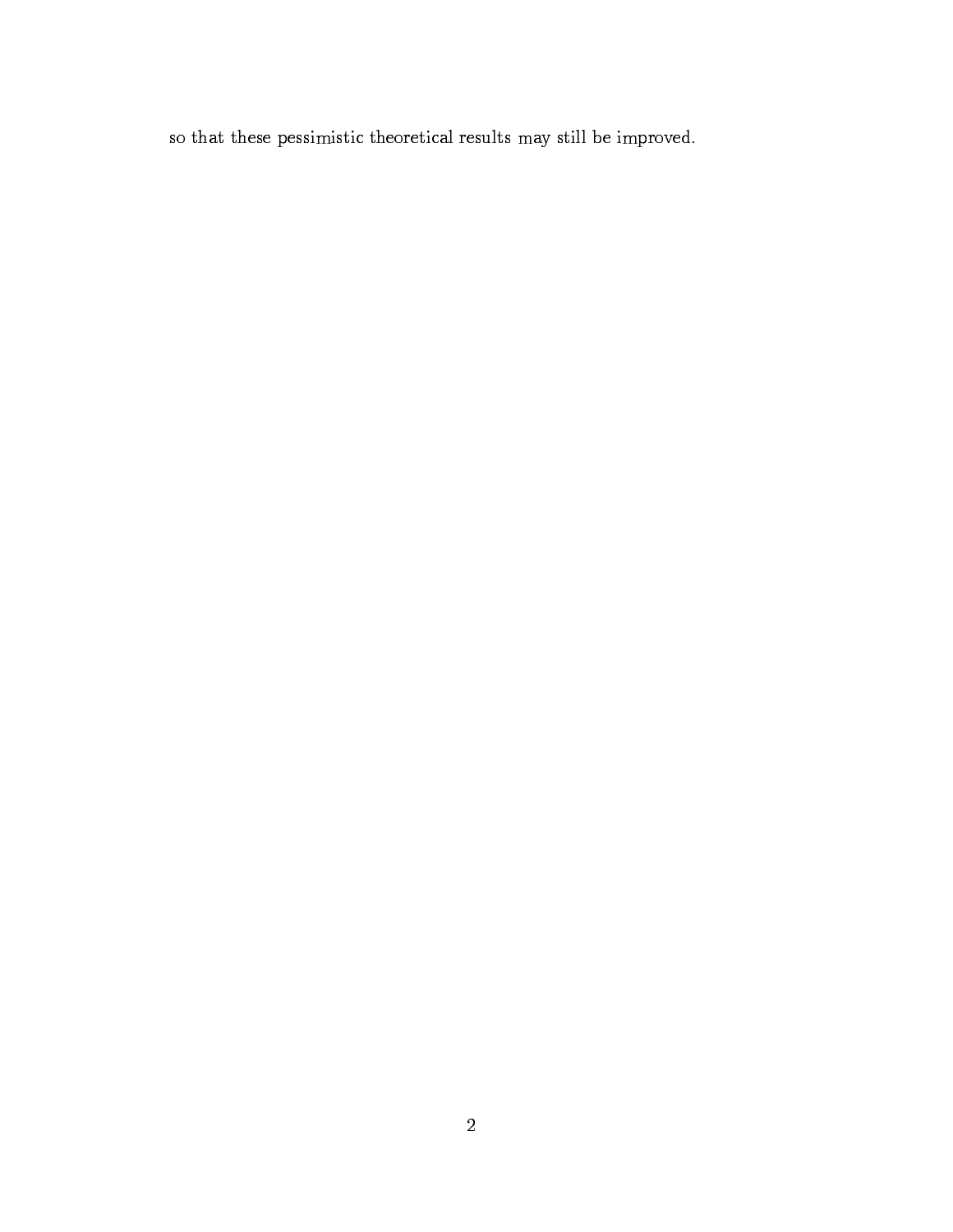so that these pessimistic theoretical results may still be improved.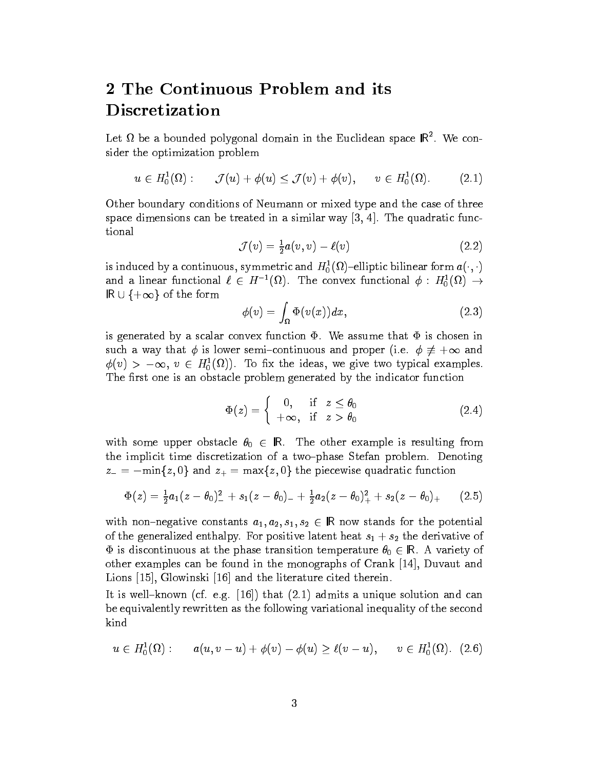## 2 The Continuous Problem and its Discretization

Let $\Omega$ be a bounded polygonal domain in the Euclidean space $\mathbb{R}^2$. We consider the optimization problem

$$u \in H_0^1(\Omega): \qquad \mathcal{J}(u) + \phi(u) \leq \mathcal{J}(v) + \phi(v), \qquad v \in H_0^1(\Omega). \tag{2.1}$$

Other boundary conditions of Neumann or mixed type and the case of three space dimensions can be treated in a similar way [3, 4]. The quadratic functional

$$\mathcal{J}(v) = \tfrac{1}{2} a(v,v) - \ell(v) \tag{2.2}$$

is induced by a continuous, symmetric and $H_0^1(\Omega)$–elliptic bilinear form $a(\cdot,\cdot)$ and a linear functional $\ell \in H^{-1}(\Omega)$. The convex functional $\phi : H_0^1(\Omega) \to \mathbb{R} \cup \{+\infty\}$ of the form

$$\phi(v) = \int_\Omega \Phi(v(x))dx, \tag{2.3}$$

is generated by a scalar convex function $\Phi$. We assume that $\Phi$ is chosen in such a way that $\phi$ is lower semi–continuous and proper (i.e. $\phi \not\equiv +\infty$ and $\phi(v) > -\infty$, $v \in H_0^1(\Omega)$). To fix the ideas, we give two typical examples. The first one is an obstacle problem generated by the indicator function

$$\Phi(z) = \begin{cases} 0, & \text{if } \; z \leq \theta_0 \\ +\infty, & \text{if } \; z > \theta_0 \end{cases} \tag{2.4}$$

with some upper obstacle $\theta_0 \in \mathbb{R}$. The other example is resulting from the implicit time discretization of a two–phase Stefan problem. Denoting $z_- = -\min\{z, 0\}$ and $z_+ = \max\{z, 0\}$ the piecewise quadratic function

$$\Phi(z) = \tfrac{1}{2} a_1 (z-\theta_0)_-^2 + s_1 (z-\theta_0)_- + \tfrac{1}{2} a_2 (z-\theta_0)_+^2 + s_2 (z-\theta_0)_+ \tag{2.5}$$

with non–negative constants $a_1, a_2, s_1, s_2 \in \mathbb{R}$ now stands for the potential of the generalized enthalpy. For positive latent heat $s_1 + s_2$ the derivative of $\Phi$ is discontinuous at the phase transition temperature $\theta_0 \in \mathbb{R}$. A variety of other examples can be found in the monographs of Crank [14], Duvaut and Lions [15], Glowinski [16] and the literature cited therein.

It is well–known (cf. e.g. [16]) that (2.1) admits a unique solution and can be equivalently rewritten as the following variational inequality of the second kind

$$u \in H_0^1(\Omega): \qquad a(u, v-u) + \phi(v) - \phi(u) \geq \ell(v-u), \qquad v \in H_0^1(\Omega). \tag{2.6}$$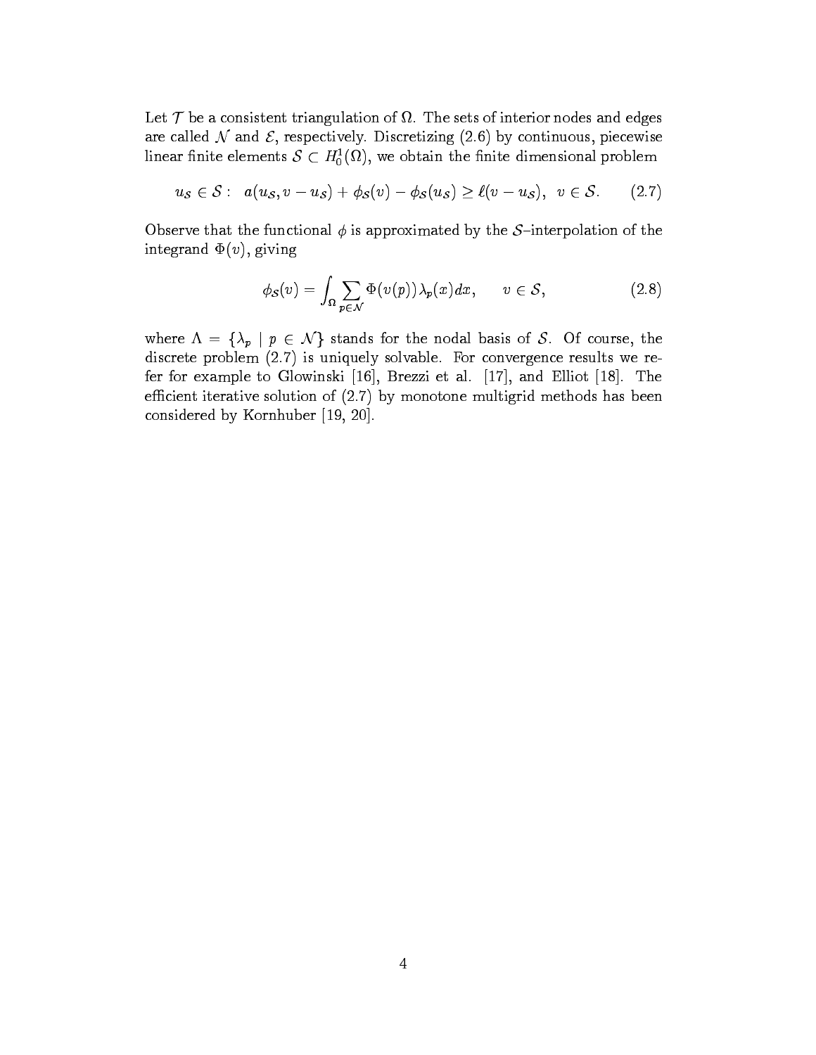Let $\mathcal{T}$ be a consistent triangulation of $\Omega$. The sets of interior nodes and edges are called $\mathcal{N}$ and $\mathcal{E}$, respectively. Discretizing (2.6) by continuous, piecewise linear finite elements $\mathcal{S} \subset H_0^1(\Omega)$, we obtain the finite dimensional problem

$$u_{\mathcal{S}} \in \mathcal{S} : \quad a(u_{\mathcal{S}}, v - u_{\mathcal{S}}) + \phi_{\mathcal{S}}(v) - \phi_{\mathcal{S}}(u_{\mathcal{S}}) \geq \ell(v - u_{\mathcal{S}}), \quad v \in \mathcal{S}. \tag{2.7}$$

Observe that the functional $\phi$ is approximated by the $\mathcal{S}$–interpolation of the integrand $\Phi(v)$, giving

$$\phi_{\mathcal{S}}(v) = \int_{\Omega} \sum_{p \in \mathcal{N}} \Phi(v(p)) \lambda_p(x) \, dx, \qquad v \in \mathcal{S}, \tag{2.8}$$

where $\Lambda = \{\lambda_p \mid p \in \mathcal{N}\}$ stands for the nodal basis of $\mathcal{S}$. Of course, the discrete problem (2.7) is uniquely solvable. For convergence results we refer for example to Glowinski [16], Brezzi et al. [17], and Elliot [18]. The efficient iterative solution of (2.7) by monotone multigrid methods has been considered by Kornhuber [19, 20].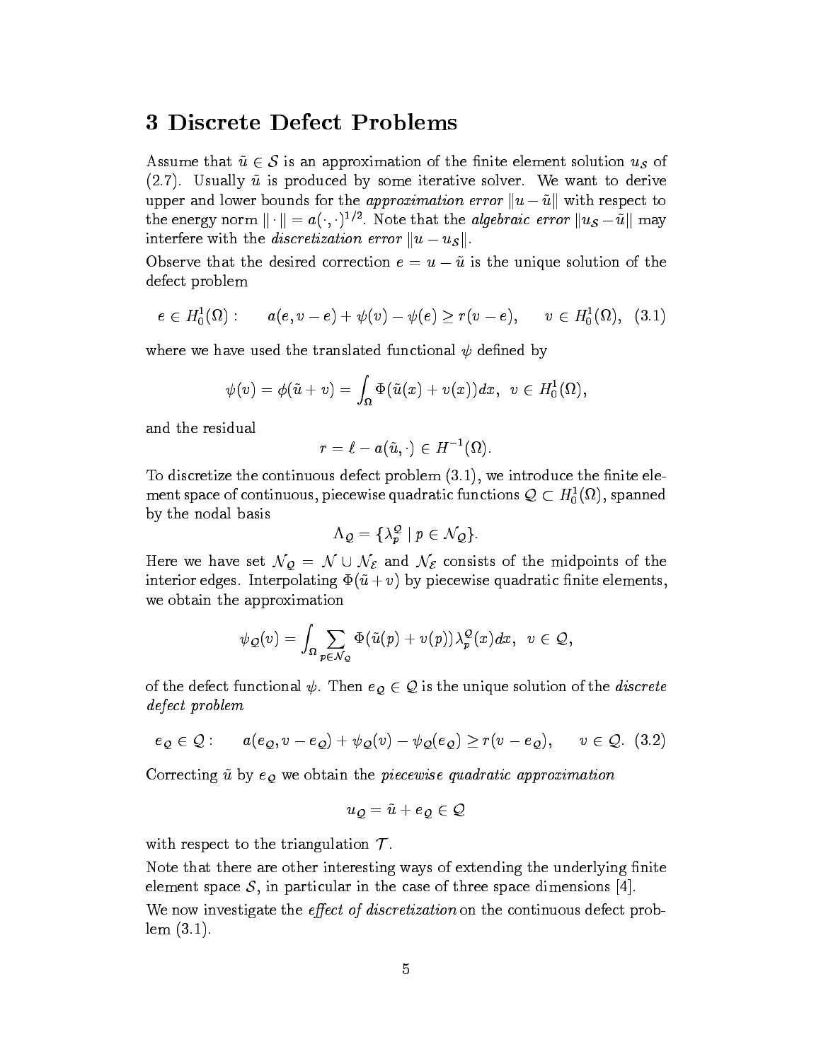## 3 Discrete Defect Problems

Assume that $\tilde{u} \in \mathcal{S}$ is an approximation of the finite element solution $u_{\mathcal{S}}$ of (2.7). Usually $\tilde{u}$ is produced by some iterative solver. We want to derive upper and lower bounds for the *approximation error* $\|u - \tilde{u}\|$ with respect to the energy norm $\|\cdot\| = a(\cdot,\cdot)^{1/2}$. Note that the *algebraic error* $\|u_{\mathcal{S}} - \tilde{u}\|$ may interfere with the *discretization error* $\|u - u_{\mathcal{S}}\|$.

Observe that the desired correction $e = u - \tilde{u}$ is the unique solution of the defect problem

$$e \in H_0^1(\Omega) : \qquad a(e, v - e) + \psi(v) - \psi(e) \geq r(v - e), \qquad v \in H_0^1(\Omega), \quad (3.1)$$

where we have used the translated functional $\psi$ defined by

$$\psi(v) = \phi(\tilde{u} + v) = \int_\Omega \Phi(\tilde{u}(x) + v(x))dx, \;\; v \in H_0^1(\Omega),$$

and the residual

$$r = \ell - a(\tilde{u}, \cdot) \in H^{-1}(\Omega).$$

To discretize the continuous defect problem (3.1), we introduce the finite element space of continuous, piecewise quadratic functions $\mathcal{Q} \subset H_0^1(\Omega)$, spanned by the nodal basis

$$\Lambda_{\mathcal{Q}} = \{\lambda_p^{\mathcal{Q}} \mid p \in \mathcal{N}_{\mathcal{Q}}\}.$$

Here we have set $\mathcal{N}_{\mathcal{Q}} = \mathcal{N} \cup \mathcal{N}_{\mathcal{E}}$ and $\mathcal{N}_{\mathcal{E}}$ consists of the midpoints of the interior edges. Interpolating $\Phi(\tilde{u} + v)$ by piecewise quadratic finite elements, we obtain the approximation

$$\psi_{\mathcal{Q}}(v) = \int_\Omega \sum_{p \in \mathcal{N}_{\mathcal{Q}}} \Phi(\tilde{u}(p) + v(p))\lambda_p^{\mathcal{Q}}(x)dx, \;\; v \in \mathcal{Q},$$

of the defect functional $\psi$. Then $e_{\mathcal{Q}} \in \mathcal{Q}$ is the unique solution of the *discrete defect problem*

$$e_{\mathcal{Q}} \in \mathcal{Q} : \qquad a(e_{\mathcal{Q}}, v - e_{\mathcal{Q}}) + \psi_{\mathcal{Q}}(v) - \psi_{\mathcal{Q}}(e_{\mathcal{Q}}) \geq r(v - e_{\mathcal{Q}}), \qquad v \in \mathcal{Q}. \quad (3.2)$$

Correcting $\tilde{u}$ by $e_{\mathcal{Q}}$ we obtain the *piecewise quadratic approximation*

$$u_{\mathcal{Q}} = \tilde{u} + e_{\mathcal{Q}} \in \mathcal{Q}$$

with respect to the triangulation $\mathcal{T}$.

Note that there are other interesting ways of extending the underlying finite element space $\mathcal{S}$, in particular in the case of three space dimensions [4].

We now investigate the *effect of discretization* on the continuous defect problem (3.1).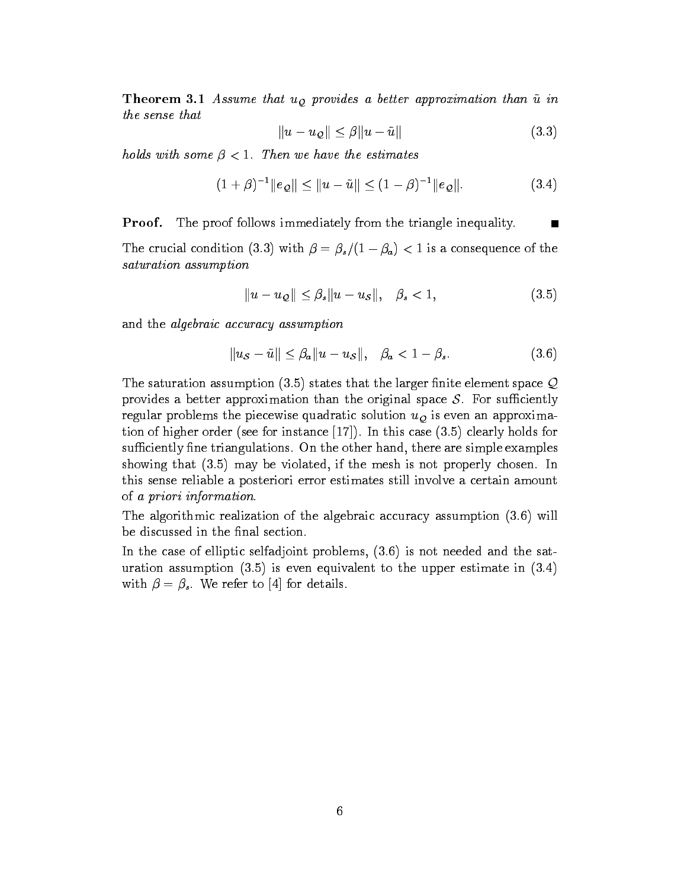**Theorem 3.1** *Assume that $u_\mathcal{Q}$ provides a better approximation than $\tilde{u}$ in the sense that*

$$\|u - u_\mathcal{Q}\| \le \beta \|u - \tilde{u}\| \tag{3.3}$$

*holds with some $\beta < 1$. Then we have the estimates*

$$(1+\beta)^{-1}\|e_\mathcal{Q}\| \le \|u - \tilde{u}\| \le (1-\beta)^{-1}\|e_\mathcal{Q}\|. \tag{3.4}$$

**Proof.** The proof follows immediately from the triangle inequality. ∎

The crucial condition (3.3) with $\beta = \beta_s/(1-\beta_a) < 1$ is a consequence of the *saturation assumption*

$$\|u - u_\mathcal{Q}\| \le \beta_s \|u - u_\mathcal{S}\|, \quad \beta_s < 1, \tag{3.5}$$

and the *algebraic accuracy assumption*

$$\|u_\mathcal{S} - \tilde{u}\| \le \beta_a \|u - u_\mathcal{S}\|, \quad \beta_a < 1 - \beta_s. \tag{3.6}$$

The saturation assumption (3.5) states that the larger finite element space $\mathcal{Q}$ provides a better approximation than the original space $\mathcal{S}$. For sufficiently regular problems the piecewise quadratic solution $u_\mathcal{Q}$ is even an approximation of higher order (see for instance [17]). In this case (3.5) clearly holds for sufficiently fine triangulations. On the other hand, there are simple examples showing that (3.5) may be violated, if the mesh is not properly chosen. In this sense reliable a posteriori error estimates still involve a certain amount of *a priori information*.

The algorithmic realization of the algebraic accuracy assumption (3.6) will be discussed in the final section.

In the case of elliptic selfadjoint problems, (3.6) is not needed and the saturation assumption (3.5) is even equivalent to the upper estimate in (3.4) with $\beta = \beta_s$. We refer to [4] for details.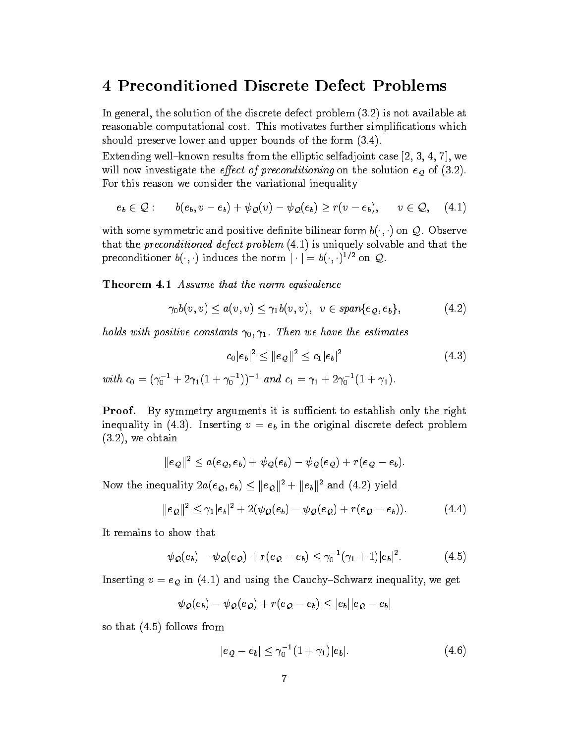# 4 Preconditioned Discrete Defect Problems

In general, the solution of the discrete defect problem (3.2) is not available at reasonable computational cost. This motivates further simplifications which should preserve lower and upper bounds of the form (3.4).

Extending well–known results from the elliptic selfadjoint case [2, 3, 4, 7], we will now investigate the *effect of preconditioning* on the solution $e_{\mathcal{Q}}$ of (3.2). For this reason we consider the variational inequality

$$e_b \in \mathcal{Q}: \qquad b(e_b, v - e_b) + \psi_{\mathcal{Q}}(v) - \psi_{\mathcal{Q}}(e_b) \geq r(v - e_b), \qquad v \in \mathcal{Q}, \quad (4.1)$$

with some symmetric and positive definite bilinear form $b(\cdot,\cdot)$ on $\mathcal{Q}$. Observe that the *preconditioned defect problem* (4.1) is uniquely solvable and that the preconditioner $b(\cdot,\cdot)$ induces the norm $|\cdot| = b(\cdot,\cdot)^{1/2}$ on $\mathcal{Q}$.

**Theorem 4.1** *Assume that the norm equivalence*

$$\gamma_0 b(v,v) \leq a(v,v) \leq \gamma_1 b(v,v), \;\; v \in span\{e_{\mathcal{Q}}, e_b\}, \qquad (4.2)$$

*holds with positive constants $\gamma_0, \gamma_1$. Then we have the estimates*

$$c_0 |e_b|^2 \leq \|e_{\mathcal{Q}}\|^2 \leq c_1 |e_b|^2 \qquad (4.3)$$

*with $c_0 = (\gamma_0^{-1} + 2\gamma_1(1 + \gamma_0^{-1}))^{-1}$ and $c_1 = \gamma_1 + 2\gamma_0^{-1}(1 + \gamma_1)$.*

**Proof.** By symmetry arguments it is sufficient to establish only the right inequality in (4.3). Inserting $v = e_b$ in the original discrete defect problem (3.2), we obtain

$$\|e_{\mathcal{Q}}\|^2 \leq a(e_{\mathcal{Q}}, e_b) + \psi_{\mathcal{Q}}(e_b) - \psi_{\mathcal{Q}}(e_{\mathcal{Q}}) + r(e_{\mathcal{Q}} - e_b).$$

Now the inequality $2a(e_{\mathcal{Q}}, e_b) \leq \|e_{\mathcal{Q}}\|^2 + \|e_b\|^2$ and (4.2) yield

$$\|e_{\mathcal{Q}}\|^2 \leq \gamma_1 |e_b|^2 + 2(\psi_{\mathcal{Q}}(e_b) - \psi_{\mathcal{Q}}(e_{\mathcal{Q}}) + r(e_{\mathcal{Q}} - e_b)). \qquad (4.4)$$

It remains to show that

$$\psi_{\mathcal{Q}}(e_b) - \psi_{\mathcal{Q}}(e_{\mathcal{Q}}) + r(e_{\mathcal{Q}} - e_b) \leq \gamma_0^{-1}(\gamma_1 + 1)|e_b|^2. \qquad (4.5)$$

Inserting $v = e_{\mathcal{Q}}$ in (4.1) and using the Cauchy–Schwarz inequality, we get

$$\psi_{\mathcal{Q}}(e_b) - \psi_{\mathcal{Q}}(e_{\mathcal{Q}}) + r(e_{\mathcal{Q}} - e_b) \leq |e_b||e_{\mathcal{Q}} - e_b|$$

so that (4.5) follows from

$$|e_{\mathcal{Q}} - e_b| \leq \gamma_0^{-1}(1 + \gamma_1)|e_b|. \qquad (4.6)$$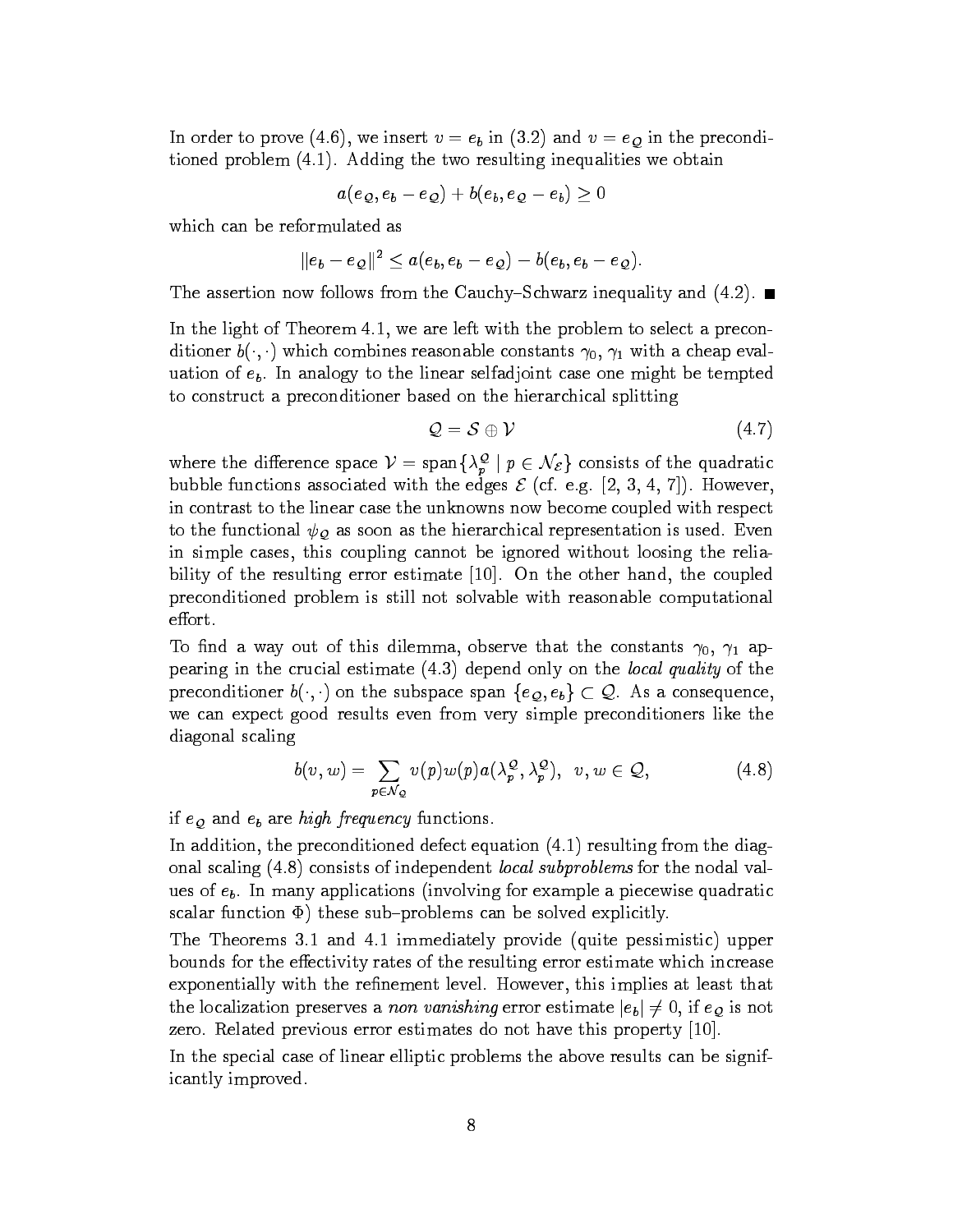In order to prove (4.6), we insert $v = e_b$ in (3.2) and $v = e_{\mathcal{Q}}$ in the preconditioned problem (4.1). Adding the two resulting inequalities we obtain

$$a(e_{\mathcal{Q}}, e_b - e_{\mathcal{Q}}) + b(e_b, e_{\mathcal{Q}} - e_b) \geq 0$$

which can be reformulated as

$$\|e_b - e_{\mathcal{Q}}\|^2 \leq a(e_b, e_b - e_{\mathcal{Q}}) - b(e_b, e_b - e_{\mathcal{Q}}).$$

The assertion now follows from the Cauchy–Schwarz inequality and (4.2). ∎

In the light of Theorem 4.1, we are left with the problem to select a preconditioner $b(\cdot, \cdot)$ which combines reasonable constants $\gamma_0$, $\gamma_1$ with a cheap evaluation of $e_b$. In analogy to the linear selfadjoint case one might be tempted to construct a preconditioner based on the hierarchical splitting

$$\mathcal{Q} = \mathcal{S} \oplus \mathcal{V} \tag{4.7}$$

where the difference space $\mathcal{V} = \operatorname{span}\{\lambda_p^{\mathcal{Q}} \mid p \in \mathcal{N}_{\mathcal{E}}\}$ consists of the quadratic bubble functions associated with the edges $\mathcal{E}$ (cf. e.g. [2, 3, 4, 7]). However, in contrast to the linear case the unknowns now become coupled with respect to the functional $\psi_{\mathcal{Q}}$ as soon as the hierarchical representation is used. Even in simple cases, this coupling cannot be ignored without loosing the reliability of the resulting error estimate [10]. On the other hand, the coupled preconditioned problem is still not solvable with reasonable computational effort.

To find a way out of this dilemma, observe that the constants $\gamma_0$, $\gamma_1$ appearing in the crucial estimate (4.3) depend only on the *local quality* of the preconditioner $b(\cdot, \cdot)$ on the subspace span $\{e_{\mathcal{Q}}, e_b\} \subset \mathcal{Q}$. As a consequence, we can expect good results even from very simple preconditioners like the diagonal scaling

$$b(v, w) = \sum_{p \in \mathcal{N}_{\mathcal{Q}}} v(p) w(p) a(\lambda_p^{\mathcal{Q}}, \lambda_p^{\mathcal{Q}}), \quad v, w \in \mathcal{Q}, \tag{4.8}$$

if $e_{\mathcal{Q}}$ and $e_b$ are *high frequency* functions.

In addition, the preconditioned defect equation (4.1) resulting from the diagonal scaling (4.8) consists of independent *local subproblems* for the nodal values of $e_b$. In many applications (involving for example a piecewise quadratic scalar function $\Phi$) these sub–problems can be solved explicitly.

The Theorems 3.1 and 4.1 immediately provide (quite pessimistic) upper bounds for the effectivity rates of the resulting error estimate which increase exponentially with the refinement level. However, this implies at least that the localization preserves a *non vanishing* error estimate $|e_b| \neq 0$, if $e_{\mathcal{Q}}$ is not zero. Related previous error estimates do not have this property [10].

In the special case of linear elliptic problems the above results can be significantly improved.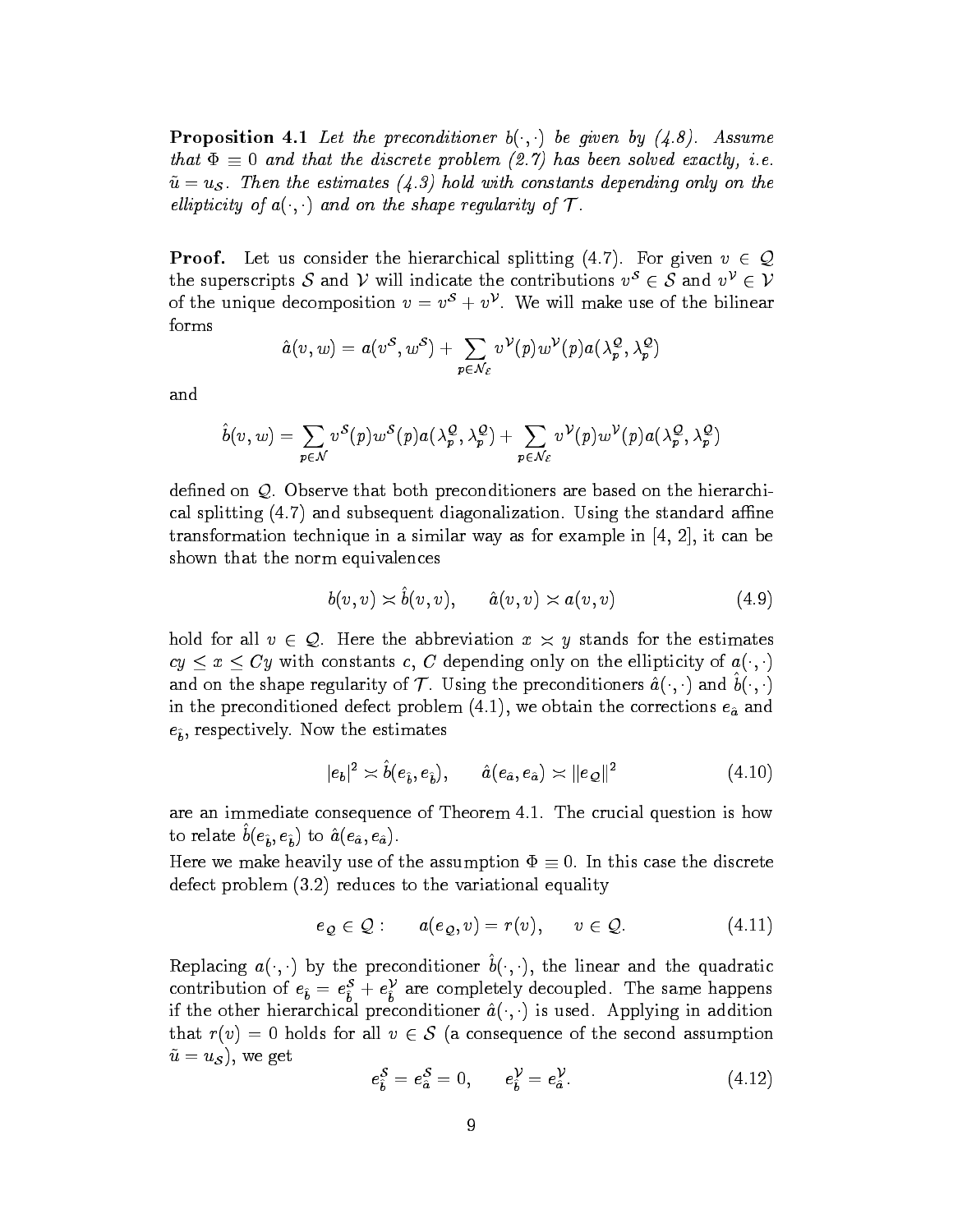**Proposition 4.1** *Let the preconditioner $b(\cdot,\cdot)$ be given by (4.8). Assume that $\Phi \equiv 0$ and that the discrete problem (2.7) has been solved exactly, i.e. $\tilde{u} = u_{\mathcal{S}}$. Then the estimates (4.3) hold with constants depending only on the ellipticity of $a(\cdot,\cdot)$ and on the shape regularity of $\mathcal{T}$.*

**Proof.** Let us consider the hierarchical splitting (4.7). For given $v \in \mathcal{Q}$ the superscripts $\mathcal{S}$ and $\mathcal{V}$ will indicate the contributions $v^{\mathcal{S}} \in \mathcal{S}$ and $v^{\mathcal{V}} \in \mathcal{V}$ of the unique decomposition $v = v^{\mathcal{S}} + v^{\mathcal{V}}$. We will make use of the bilinear forms

$$\hat{a}(v,w) = a(v^{\mathcal{S}}, w^{\mathcal{S}}) + \sum_{p \in \mathcal{N}_{\mathcal{E}}} v^{\mathcal{V}}(p) w^{\mathcal{V}}(p) a(\lambda_p^{\mathcal{Q}}, \lambda_p^{\mathcal{Q}})$$

and

$$\hat{b}(v,w) = \sum_{p \in \mathcal{N}} v^{\mathcal{S}}(p) w^{\mathcal{S}}(p) a(\lambda_p^{\mathcal{Q}}, \lambda_p^{\mathcal{Q}}) + \sum_{p \in \mathcal{N}_{\mathcal{E}}} v^{\mathcal{V}}(p) w^{\mathcal{V}}(p) a(\lambda_p^{\mathcal{Q}}, \lambda_p^{\mathcal{Q}})$$

defined on $\mathcal{Q}$. Observe that both preconditioners are based on the hierarchical splitting (4.7) and subsequent diagonalization. Using the standard affine transformation technique in a similar way as for example in [4, 2], it can be shown that the norm equivalences

$$b(v,v) \asymp \hat{b}(v,v), \qquad \hat{a}(v,v) \asymp a(v,v) \tag{4.9}$$

hold for all $v \in \mathcal{Q}$. Here the abbreviation $x \asymp y$ stands for the estimates $cy \leq x \leq Cy$ with constants $c$, $C$ depending only on the ellipticity of $a(\cdot,\cdot)$ and on the shape regularity of $\mathcal{T}$. Using the preconditioners $\hat{a}(\cdot,\cdot)$ and $\hat{b}(\cdot,\cdot)$ in the preconditioned defect problem (4.1), we obtain the corrections $e_{\hat{a}}$ and $e_{\hat{b}}$, respectively. Now the estimates

$$|e_b|^2 \asymp \hat{b}(e_{\hat{b}}, e_{\hat{b}}), \qquad \hat{a}(e_{\hat{a}}, e_{\hat{a}}) \asymp \|e_{\mathcal{Q}}\|^2 \tag{4.10}$$

are an immediate consequence of Theorem 4.1. The crucial question is how to relate $\hat{b}(e_{\hat{b}}, e_{\hat{b}})$ to $\hat{a}(e_{\hat{a}}, e_{\hat{a}})$.

Here we make heavily use of the assumption $\Phi \equiv 0$. In this case the discrete defect problem (3.2) reduces to the variational equality

$$e_{\mathcal{Q}} \in \mathcal{Q}: \qquad a(e_{\mathcal{Q}}, v) = r(v), \qquad v \in \mathcal{Q}. \tag{4.11}$$

Replacing $a(\cdot,\cdot)$ by the preconditioner $\hat{b}(\cdot,\cdot)$, the linear and the quadratic contribution of $e_{\hat{b}} = e_{\hat{b}}^{\mathcal{S}} + e_{\hat{b}}^{\mathcal{V}}$ are completely decoupled. The same happens if the other hierarchical preconditioner $\hat{a}(\cdot,\cdot)$ is used. Applying in addition that $r(v) = 0$ holds for all $v \in \mathcal{S}$ (a consequence of the second assumption $\tilde{u} = u_{\mathcal{S}}$), we get

$$e_{\hat{b}}^{\mathcal{S}} = e_{\hat{a}}^{\mathcal{S}} = 0, \qquad e_{\hat{b}}^{\mathcal{V}} = e_{\hat{a}}^{\mathcal{V}}. \tag{4.12}$$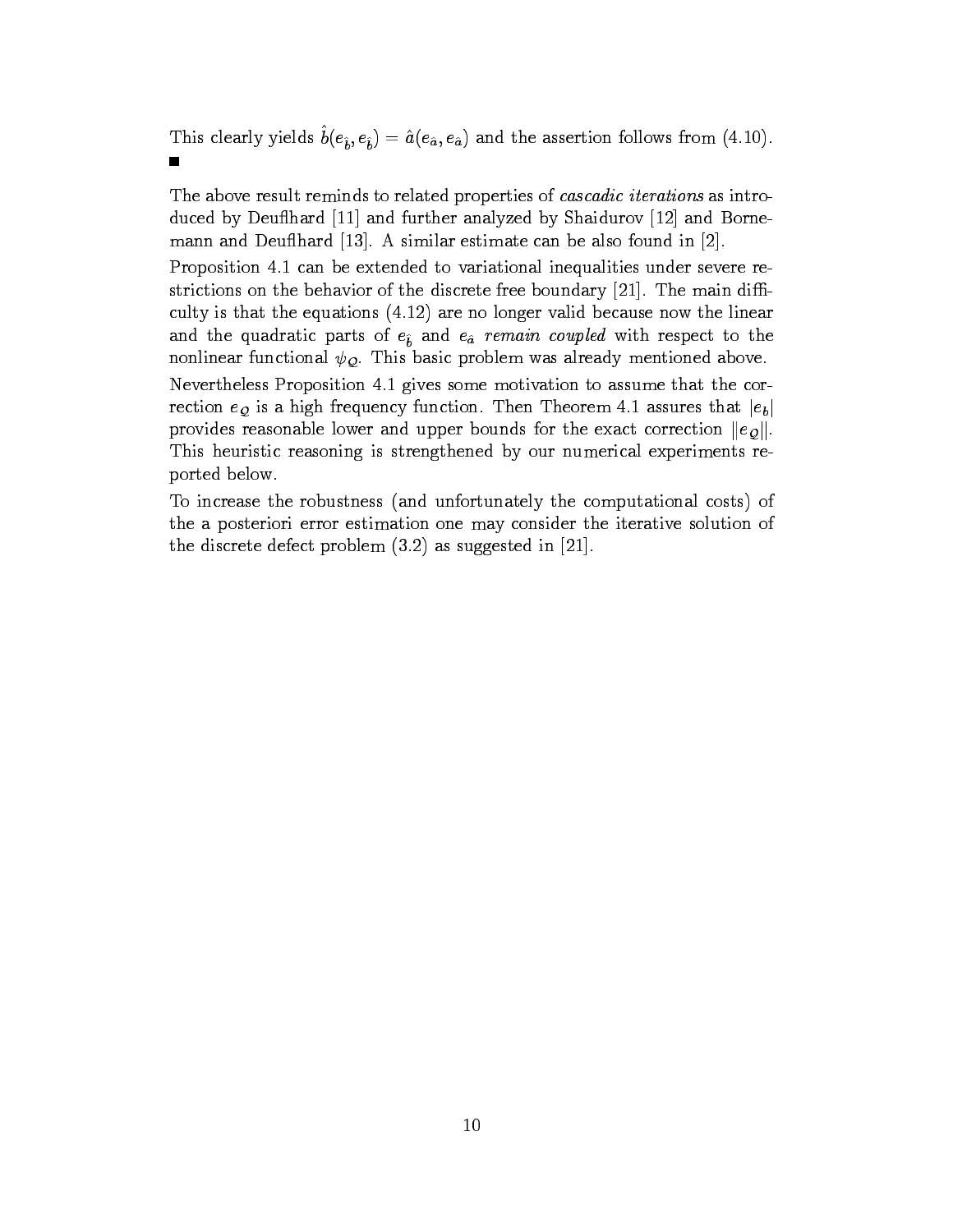This clearly yields $\hat{b}(e_{\hat{b}}, e_{\hat{b}}) = \hat{a}(e_{\hat{a}}, e_{\hat{a}})$ and the assertion follows from (4.10). ∎

The above result reminds to related properties of *cascadic iterations* as introduced by Deuflhard [11] and further analyzed by Shaidurov [12] and Bornemann and Deuflhard [13]. A similar estimate can be also found in [2].

Proposition 4.1 can be extended to variational inequalities under severe restrictions on the behavior of the discrete free boundary [21]. The main difficulty is that the equations (4.12) are no longer valid because now the linear and the quadratic parts of $e_{\hat{b}}$ and $e_{\hat{a}}$ *remain coupled* with respect to the nonlinear functional $\psi_{\mathcal{Q}}$. This basic problem was already mentioned above.

Nevertheless Proposition 4.1 gives some motivation to assume that the correction $e_{\mathcal{Q}}$ is a high frequency function. Then Theorem 4.1 assures that $|e_b|$ provides reasonable lower and upper bounds for the exact correction $\|e_{\mathcal{Q}}\|$. This heuristic reasoning is strengthened by our numerical experiments reported below.

To increase the robustness (and unfortunately the computational costs) of the a posteriori error estimation one may consider the iterative solution of the discrete defect problem (3.2) as suggested in [21].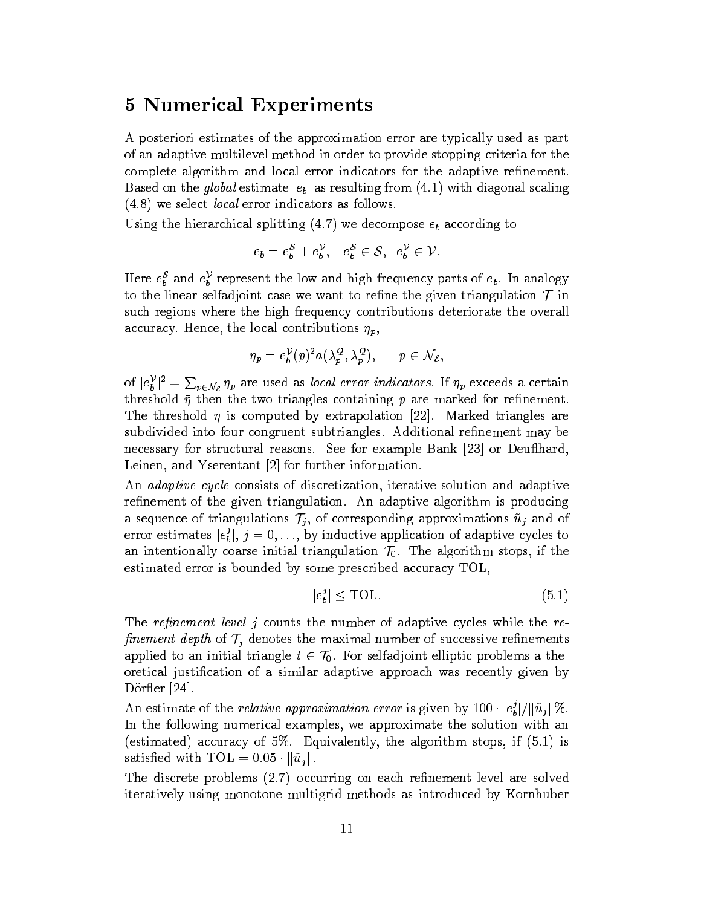## 5 Numerical Experiments

A posteriori estimates of the approximation error are typically used as part of an adaptive multilevel method in order to provide stopping criteria for the complete algorithm and local error indicators for the adaptive refinement. Based on the *global* estimate $|e_b|$ as resulting from (4.1) with diagonal scaling (4.8) we select *local* error indicators as follows.

Using the hierarchical splitting (4.7) we decompose $e_b$ according to

$$e_b = e_b^{\mathcal{S}} + e_b^{\mathcal{V}}, \quad e_b^{\mathcal{S}} \in \mathcal{S}, \;\; e_b^{\mathcal{V}} \in \mathcal{V}.$$

Here $e_b^{\mathcal{S}}$ and $e_b^{\mathcal{V}}$ represent the low and high frequency parts of $e_b$. In analogy to the linear selfadjoint case we want to refine the given triangulation $\mathcal{T}$ in such regions where the high frequency contributions deteriorate the overall accuracy. Hence, the local contributions $\eta_p$,

$$\eta_p = e_b^{\mathcal{V}}(p)^2 a(\lambda_p^{\mathcal{Q}}, \lambda_p^{\mathcal{Q}}), \qquad p \in \mathcal{N}_{\mathcal{E}},$$

of $|e_b^{\mathcal{V}}|^2 = \sum_{p \in \mathcal{N}_{\mathcal{E}}} \eta_p$ are used as *local error indicators.* If $\eta_p$ exceeds a certain threshold $\bar{\eta}$ then the two triangles containing $p$ are marked for refinement. The threshold $\bar{\eta}$ is computed by extrapolation [22]. Marked triangles are subdivided into four congruent subtriangles. Additional refinement may be necessary for structural reasons. See for example Bank [23] or Deuflhard, Leinen, and Yserentant [2] for further information.

An *adaptive cycle* consists of discretization, iterative solution and adaptive refinement of the given triangulation. An adaptive algorithm is producing a sequence of triangulations $\mathcal{T}_j$, of corresponding approximations $\tilde{u}_j$ and of error estimates $|e_b^j|$, $j = 0, \ldots$, by inductive application of adaptive cycles to an intentionally coarse initial triangulation $\mathcal{T}_0$. The algorithm stops, if the estimated error is bounded by some prescribed accuracy TOL,

$$|e_b^j| \leq \text{TOL}. \tag{5.1}$$

The *refinement level* $j$ counts the number of adaptive cycles while the *refinement depth* of $\mathcal{T}_j$ denotes the maximal number of successive refinements applied to an initial triangle $t \in \mathcal{T}_0$. For selfadjoint elliptic problems a theoretical justification of a similar adaptive approach was recently given by Dörfler [24].

An estimate of the *relative approximation error* is given by $100 \cdot |e_b^j|/\|\tilde{u}_j\|\%$. In the following numerical examples, we approximate the solution with an (estimated) accuracy of 5%. Equivalently, the algorithm stops, if (5.1) is satisfied with $\text{TOL} = 0.05 \cdot \|\tilde{u}_j\|$.

The discrete problems (2.7) occurring on each refinement level are solved iteratively using monotone multigrid methods as introduced by Kornhuber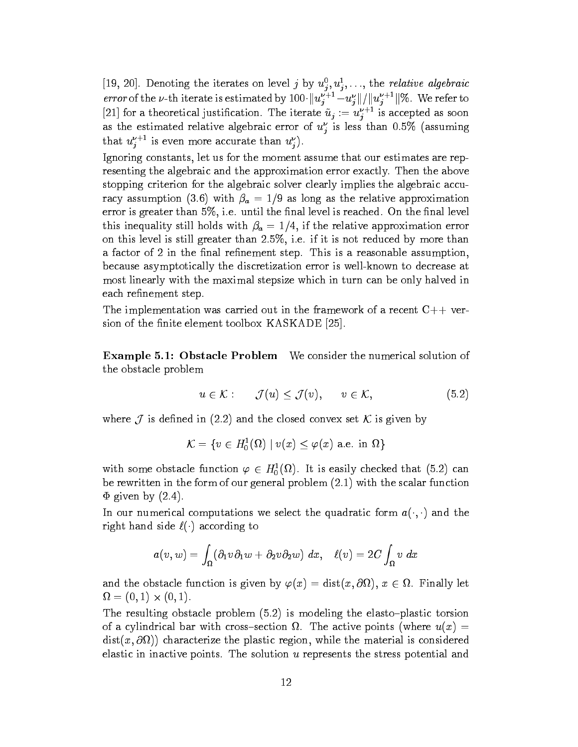[19, 20]. Denoting the iterates on level $j$ by $u_j^0, u_j^1, \ldots$, the *relative algebraic error* of the $\nu$-th iterate is estimated by $100 \cdot \|u_j^{\nu+1} - u_j^\nu\| / \|u_j^{\nu+1}\| \%$. We refer to [21] for a theoretical justification. The iterate $\tilde{u}_j := u_j^{\nu+1}$ is accepted as soon as the estimated relative algebraic error of $u_j^\nu$ is less than 0.5% (assuming that $u_j^{\nu+1}$ is even more accurate than $u_j^\nu$).

Ignoring constants, let us for the moment assume that our estimates are representing the algebraic and the approximation error exactly. Then the above stopping criterion for the algebraic solver clearly implies the algebraic accuracy assumption (3.6) with $\beta_a = 1/9$ as long as the relative approximation error is greater than 5%, i.e. until the final level is reached. On the final level this inequality still holds with $\beta_a = 1/4$, if the relative approximation error on this level is still greater than 2.5%, i.e. if it is not reduced by more than a factor of 2 in the final refinement step. This is a reasonable assumption, because asymptotically the discretization error is well-known to decrease at most linearly with the maximal stepsize which in turn can be only halved in each refinement step.

The implementation was carried out in the framework of a recent C++ version of the finite element toolbox KASKADE [25].

**Example 5.1: Obstacle Problem** We consider the numerical solution of the obstacle problem

$$u \in \mathcal{K}: \qquad \mathcal{J}(u) \leq \mathcal{J}(v), \qquad v \in \mathcal{K}, \tag{5.2}$$

where $\mathcal{J}$ is defined in (2.2) and the closed convex set $\mathcal{K}$ is given by

$$\mathcal{K} = \{v \in H_0^1(\Omega) \mid v(x) \leq \varphi(x) \text{ a.e. in } \Omega\}$$

with some obstacle function $\varphi \in H_0^1(\Omega)$. It is easily checked that (5.2) can be rewritten in the form of our general problem (2.1) with the scalar function $\Phi$ given by (2.4).

In our numerical computations we select the quadratic form $a(\cdot, \cdot)$ and the right hand side $\ell(\cdot)$ according to

$$a(v, w) = \int_\Omega (\partial_1 v \partial_1 w + \partial_2 v \partial_2 w) \; dx, \quad \ell(v) = 2C \int_\Omega v \; dx$$

and the obstacle function is given by $\varphi(x) = \operatorname{dist}(x, \partial\Omega)$, $x \in \Omega$. Finally let $\Omega = (0,1) \times (0,1)$.

The resulting obstacle problem (5.2) is modeling the elasto–plastic torsion of a cylindrical bar with cross–section $\Omega$. The active points (where $u(x) = \operatorname{dist}(x, \partial\Omega)$) characterize the plastic region, while the material is considered elastic in inactive points. The solution $u$ represents the stress potential and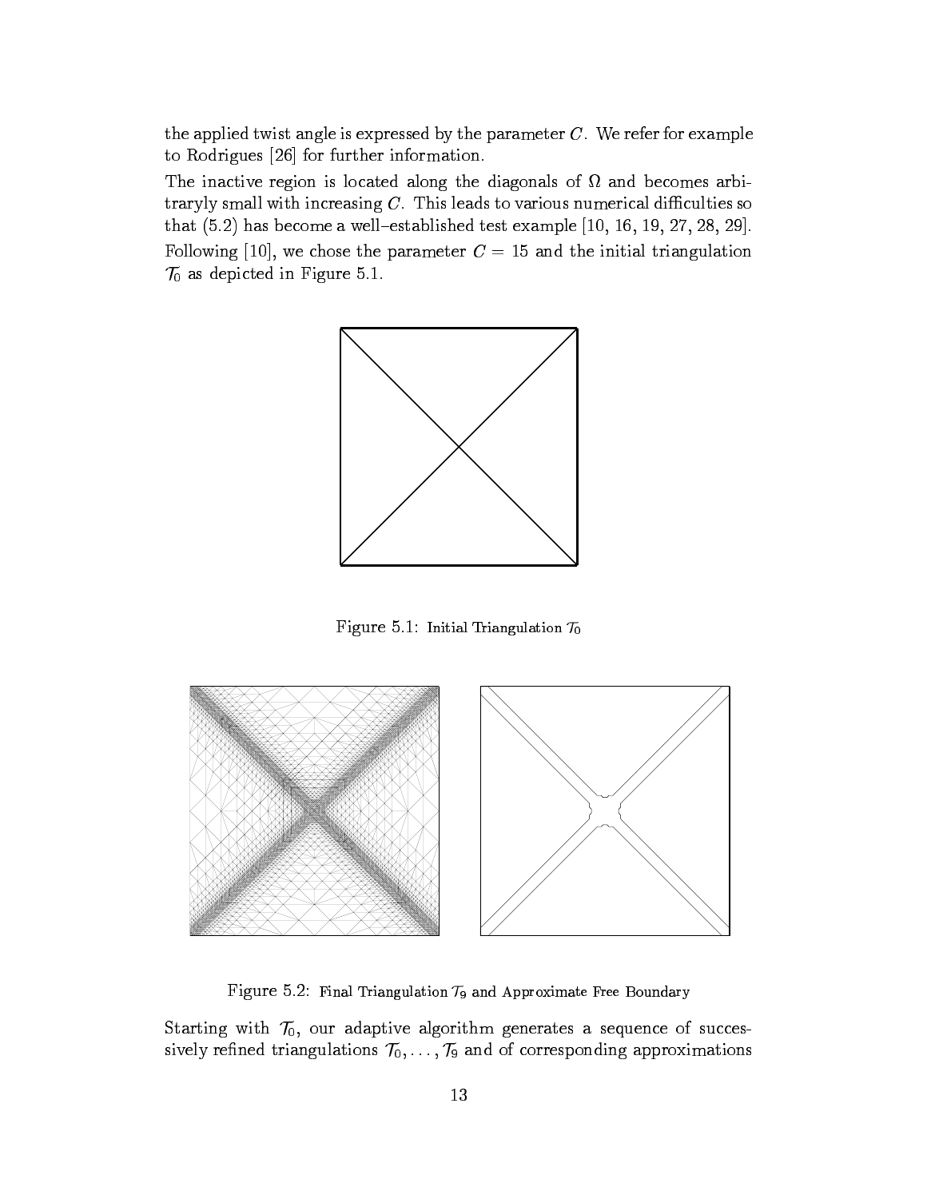the applied twist angle is expressed by the parameter $C$. We refer for example to Rodrigues [26] for further information.

The inactive region is located along the diagonals of $\Omega$ and becomes arbitraryly small with increasing $C$. This leads to various numerical difficulties so that (5.2) has become a well–established test example [10, 16, 19, 27, 28, 29]. Following [10], we chose the parameter $C = 15$ and the initial triangulation $\mathcal{T}_0$ as depicted in Figure 5.1.

Figure 5.1: Initial Triangulation $\mathcal{T}_0$

Figure 5.2: Final Triangulation $\mathcal{T}_9$ and Approximate Free Boundary

Starting with $\mathcal{T}_0$, our adaptive algorithm generates a sequence of successively refined triangulations $\mathcal{T}_0, \ldots, \mathcal{T}_9$ and of corresponding approximations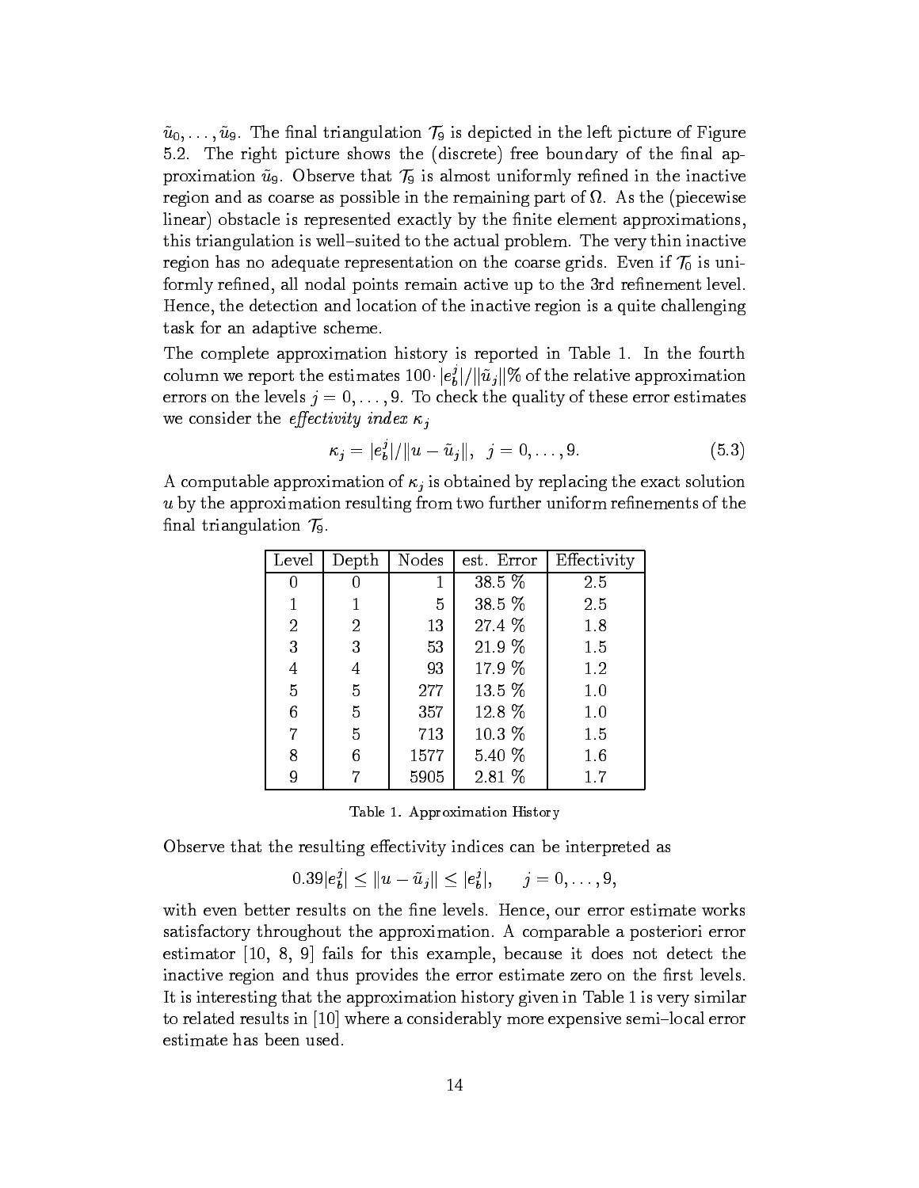$\tilde{u}_0, \ldots, \tilde{u}_9$. The final triangulation $\mathcal{T}_9$ is depicted in the left picture of Figure 5.2. The right picture shows the (discrete) free boundary of the final approximation $\tilde{u}_9$. Observe that $\mathcal{T}_9$ is almost uniformly refined in the inactive region and as coarse as possible in the remaining part of $\Omega$. As the (piecewise linear) obstacle is represented exactly by the finite element approximations, this triangulation is well–suited to the actual problem. The very thin inactive region has no adequate representation on the coarse grids. Even if $\mathcal{T}_0$ is uniformly refined, all nodal points remain active up to the 3rd refinement level. Hence, the detection and location of the inactive region is a quite challenging task for an adaptive scheme.

The complete approximation history is reported in Table 1. In the fourth column we report the estimates $100 \cdot |e_b^j|/\|\tilde{u}_j\|\%$ of the relative approximation errors on the levels $j = 0, \ldots, 9$. To check the quality of these error estimates we consider the *effectivity index* $\kappa_j$

$$\kappa_j = |e_b^j|/\|u - \tilde{u}_j\|, \quad j = 0, \ldots, 9. \tag{5.3}$$

A computable approximation of $\kappa_j$ is obtained by replacing the exact solution $u$ by the approximation resulting from two further uniform refinements of the final triangulation $\mathcal{T}_9$.

| Level | Depth | Nodes | est. Error | Effectivity |
|---|---|---|---|---|
| 0 | 0 | 1 | 38.5 % | 2.5 |
| 1 | 1 | 5 | 38.5 % | 2.5 |
| 2 | 2 | 13 | 27.4 % | 1.8 |
| 3 | 3 | 53 | 21.9 % | 1.5 |
| 4 | 4 | 93 | 17.9 % | 1.2 |
| 5 | 5 | 277 | 13.5 % | 1.0 |
| 6 | 5 | 357 | 12.8 % | 1.0 |
| 7 | 5 | 713 | 10.3 % | 1.5 |
| 8 | 6 | 1577 | 5.40 % | 1.6 |
| 9 | 7 | 5905 | 2.81 % | 1.7 |

Table 1. Approximation History

Observe that the resulting effectivity indices can be interpreted as

$$0.39|e_b^j| \leq \|u - \tilde{u}_j\| \leq |e_b^j|, \qquad j = 0, \ldots, 9,$$

with even better results on the fine levels. Hence, our error estimate works satisfactory throughout the approximation. A comparable a posteriori error estimator [10, 8, 9] fails for this example, because it does not detect the inactive region and thus provides the error estimate zero on the first levels. It is interesting that the approximation history given in Table 1 is very similar to related results in [10] where a considerably more expensive semi–local error estimate has been used.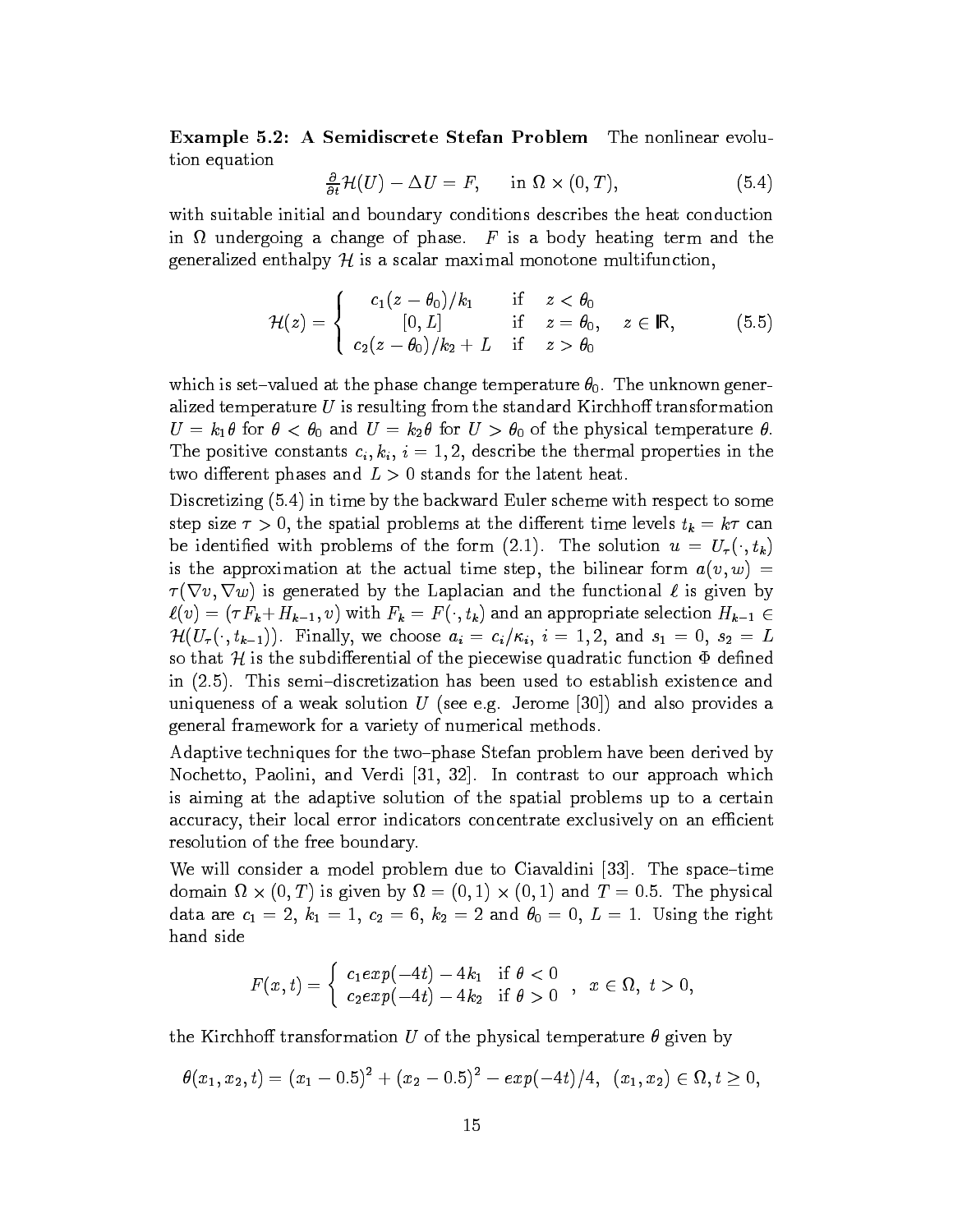**Example 5.2: A Semidiscrete Stefan Problem** The nonlinear evolution equation

$$\tfrac{\partial}{\partial t}\mathcal{H}(U) - \Delta U = F, \qquad \text{in } \Omega \times (0,T), \tag{5.4}$$

with suitable initial and boundary conditions describes the heat conduction in $\Omega$ undergoing a change of phase. $F$ is a body heating term and the generalized enthalpy $\mathcal{H}$ is a scalar maximal monotone multifunction,

$$\mathcal{H}(z) = \begin{cases} c_1(z-\theta_0)/k_1 & \text{if} \quad z < \theta_0 \\ [0,L] & \text{if} \quad z = \theta_0, \\ c_2(z-\theta_0)/k_2 + L & \text{if} \quad z > \theta_0 \end{cases} \quad z \in \mathbb{R}, \tag{5.5}$$

which is set–valued at the phase change temperature $\theta_0$. The unknown generalized temperature $U$ is resulting from the standard Kirchhoff transformation $U = k_1\theta$ for $\theta < \theta_0$ and $U = k_2\theta$ for $U > \theta_0$ of the physical temperature $\theta$. The positive constants $c_i, k_i$, $i = 1,2$, describe the thermal properties in the two different phases and $L > 0$ stands for the latent heat.

Discretizing (5.4) in time by the backward Euler scheme with respect to some step size $\tau > 0$, the spatial problems at the different time levels $t_k = k\tau$ can be identified with problems of the form (2.1). The solution $u = U_\tau(\cdot, t_k)$ is the approximation at the actual time step, the bilinear form $a(v,w) = \tau(\nabla v, \nabla w)$ is generated by the Laplacian and the functional $\ell$ is given by $\ell(v) = (\tau F_k + H_{k-1}, v)$ with $F_k = F(\cdot, t_k)$ and an appropriate selection $H_{k-1} \in \mathcal{H}(U_\tau(\cdot, t_{k-1}))$. Finally, we choose $a_i = c_i/\kappa_i$, $i = 1,2$, and $s_1 = 0$, $s_2 = L$ so that $\mathcal{H}$ is the subdifferential of the piecewise quadratic function $\Phi$ defined in (2.5). This semi–discretization has been used to establish existence and uniqueness of a weak solution $U$ (see e.g. Jerome [30]) and also provides a general framework for a variety of numerical methods.

Adaptive techniques for the two–phase Stefan problem have been derived by Nochetto, Paolini, and Verdi [31, 32]. In contrast to our approach which is aiming at the adaptive solution of the spatial problems up to a certain accuracy, their local error indicators concentrate exclusively on an efficient resolution of the free boundary.

We will consider a model problem due to Ciavaldini [33]. The space–time domain $\Omega \times (0,T)$ is given by $\Omega = (0,1) \times (0,1)$ and $T = 0.5$. The physical data are $c_1 = 2$, $k_1 = 1$, $c_2 = 6$, $k_2 = 2$ and $\theta_0 = 0$, $L = 1$. Using the right hand side

$$F(x,t) = \begin{cases} c_1 exp(-4t) - 4k_1 & \text{if } \theta < 0 \\ c_2 exp(-4t) - 4k_2 & \text{if } \theta > 0 \end{cases}, \quad x \in \Omega,\ t > 0,$$

the Kirchhoff transformation $U$ of the physical temperature $\theta$ given by

$$\theta(x_1, x_2, t) = (x_1 - 0.5)^2 + (x_2 - 0.5)^2 - exp(-4t)/4, \quad (x_1, x_2) \in \Omega, t \geq 0,$$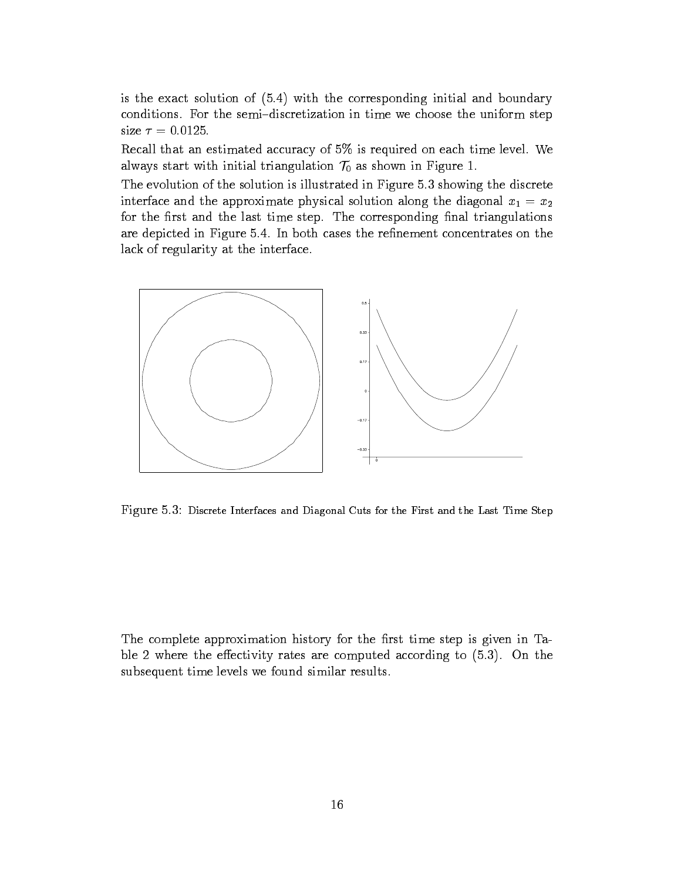is the exact solution of (5.4) with the corresponding initial and boundary conditions. For the semi–discretization in time we choose the uniform step size $\tau = 0.0125$.

Recall that an estimated accuracy of 5% is required on each time level. We always start with initial triangulation $\mathcal{T}_0$ as shown in Figure 1.

The evolution of the solution is illustrated in Figure 5.3 showing the discrete interface and the approximate physical solution along the diagonal $x_1 = x_2$ for the first and the last time step. The corresponding final triangulations are depicted in Figure 5.4. In both cases the refinement concentrates on the lack of regularity at the interface.

Figure 5.3: Discrete Interfaces and Diagonal Cuts for the First and the Last Time Step

The complete approximation history for the first time step is given in Table 2 where the effectivity rates are computed according to (5.3). On the subsequent time levels we found similar results.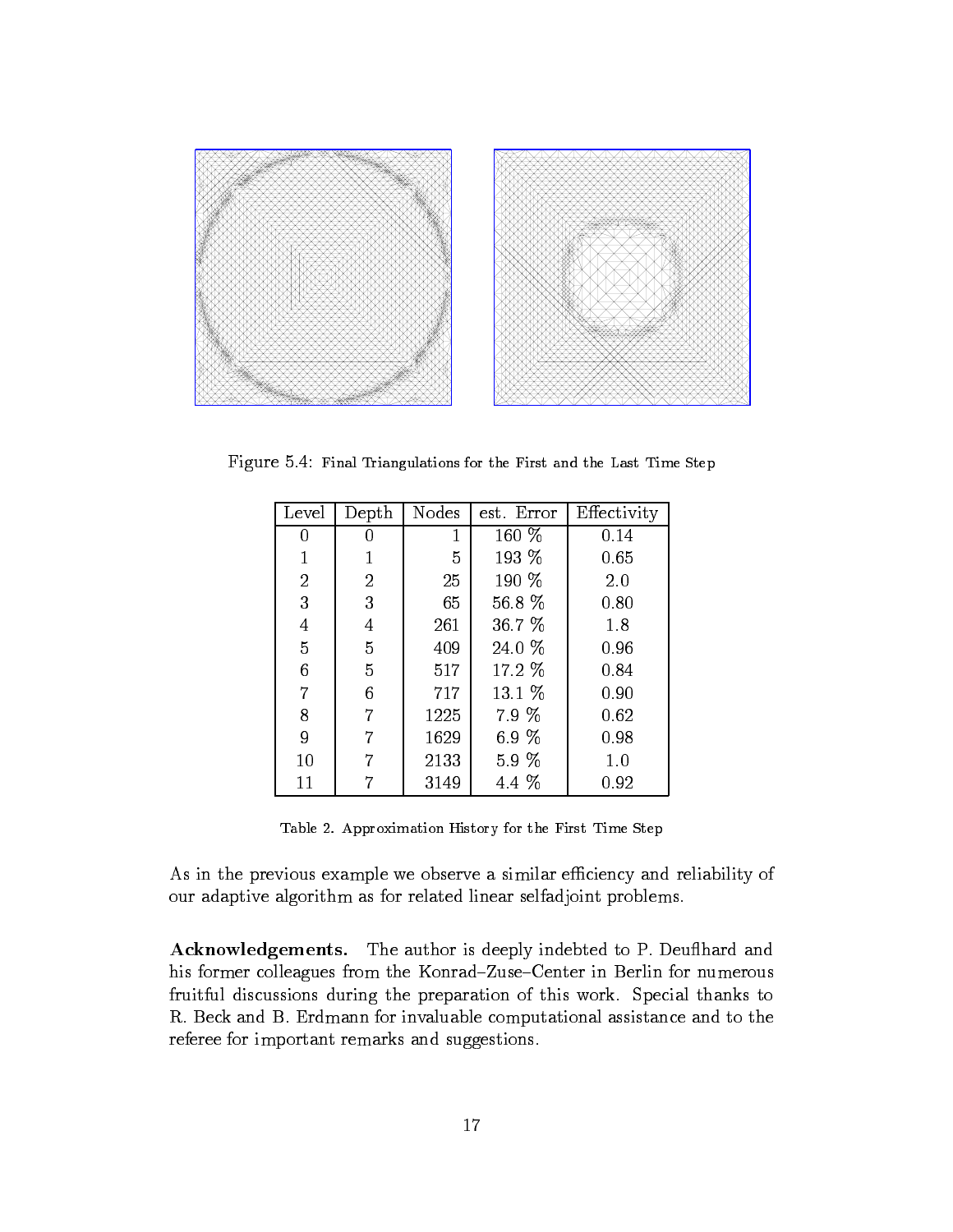Figure 5.4: Final Triangulations for the First and the Last Time Step

| Level | Depth | Nodes | est. Error | Effectivity |
|---|---|---|---|---|
| 0 | 0 | 1 | 160 % | 0.14 |
| 1 | 1 | 5 | 193 % | 0.65 |
| 2 | 2 | 25 | 190 % | 2.0 |
| 3 | 3 | 65 | 56.8 % | 0.80 |
| 4 | 4 | 261 | 36.7 % | 1.8 |
| 5 | 5 | 409 | 24.0 % | 0.96 |
| 6 | 5 | 517 | 17.2 % | 0.84 |
| 7 | 6 | 717 | 13.1 % | 0.90 |
| 8 | 7 | 1225 | 7.9 % | 0.62 |
| 9 | 7 | 1629 | 6.9 % | 0.98 |
| 10 | 7 | 2133 | 5.9 % | 1.0 |
| 11 | 7 | 3149 | 4.4 % | 0.92 |

Table 2. Approximation History for the First Time Step

As in the previous example we observe a similar efficiency and reliability of our adaptive algorithm as for related linear selfadjoint problems.

**Acknowledgements.** The author is deeply indebted to P. Deuflhard and his former colleagues from the Konrad–Zuse–Center in Berlin for numerous fruitful discussions during the preparation of this work. Special thanks to R. Beck and B. Erdmann for invaluable computational assistance and to the referee for important remarks and suggestions.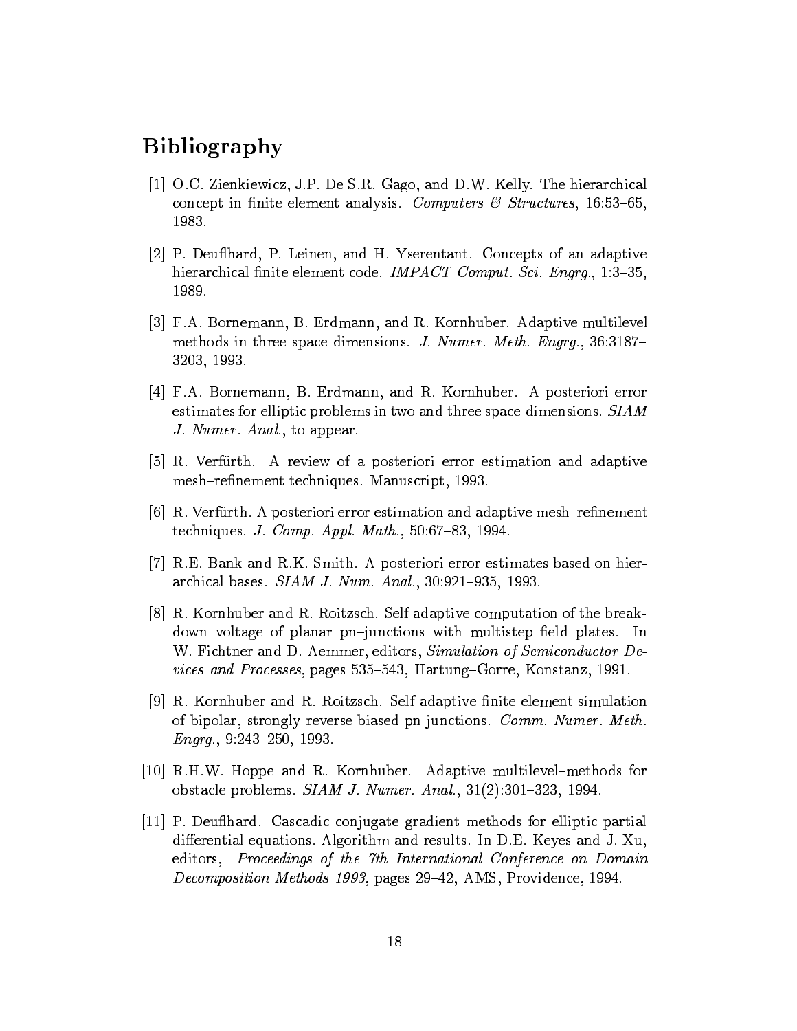# Bibliography

[1] O.C. Zienkiewicz, J.P. De S.R. Gago, and D.W. Kelly. The hierarchical concept in finite element analysis. *Computers & Structures*, 16:53–65, 1983.

[2] P. Deuflhard, P. Leinen, and H. Yserentant. Concepts of an adaptive hierarchical finite element code. *IMPACT Comput. Sci. Engrg.*, 1:3–35, 1989.

[3] F.A. Bornemann, B. Erdmann, and R. Kornhuber. Adaptive multilevel methods in three space dimensions. *J. Numer. Meth. Engrg.*, 36:3187–3203, 1993.

[4] F.A. Bornemann, B. Erdmann, and R. Kornhuber. A posteriori error estimates for elliptic problems in two and three space dimensions. *SIAM J. Numer. Anal.*, to appear.

[5] R. Verfürth. A review of a posteriori error estimation and adaptive mesh–refinement techniques. Manuscript, 1993.

[6] R. Verfürth. A posteriori error estimation and adaptive mesh–refinement techniques. *J. Comp. Appl. Math.*, 50:67–83, 1994.

[7] R.E. Bank and R.K. Smith. A posteriori error estimates based on hierarchical bases. *SIAM J. Num. Anal.*, 30:921–935, 1993.

[8] R. Kornhuber and R. Roitzsch. Self adaptive computation of the breakdown voltage of planar pn–junctions with multistep field plates. In W. Fichtner and D. Aemmer, editors, *Simulation of Semiconductor Devices and Processes*, pages 535–543, Hartung–Gorre, Konstanz, 1991.

[9] R. Kornhuber and R. Roitzsch. Self adaptive finite element simulation of bipolar, strongly reverse biased pn-junctions. *Comm. Numer. Meth. Engrg.*, 9:243–250, 1993.

[10] R.H.W. Hoppe and R. Kornhuber. Adaptive multilevel–methods for obstacle problems. *SIAM J. Numer. Anal.*, 31(2):301–323, 1994.

[11] P. Deuflhard. Cascadic conjugate gradient methods for elliptic partial differential equations. Algorithm and results. In D.E. Keyes and J. Xu, editors, *Proceedings of the 7th International Conference on Domain Decomposition Methods 1993*, pages 29–42, AMS, Providence, 1994.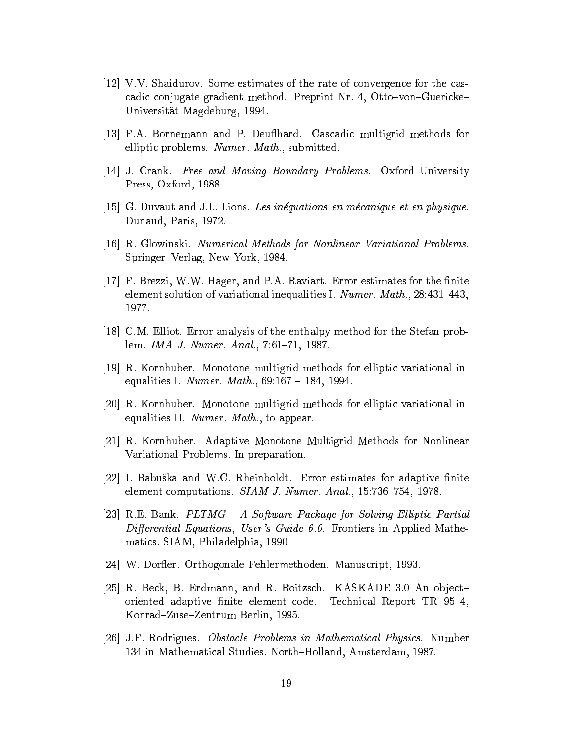[12] V.V. Shaidurov. Some estimates of the rate of convergence for the cascadic conjugate-gradient method. Preprint Nr. 4, Otto–von–Guericke–Universität Magdeburg, 1994.

[13] F.A. Bornemann and P. Deuflhard. Cascadic multigrid methods for elliptic problems. *Numer. Math.*, submitted.

[14] J. Crank. *Free and Moving Boundary Problems.* Oxford University Press, Oxford, 1988.

[15] G. Duvaut and J.L. Lions. *Les inéquations en mécanique et en physique.* Dunaud, Paris, 1972.

[16] R. Glowinski. *Numerical Methods for Nonlinear Variational Problems.* Springer–Verlag, New York, 1984.

[17] F. Brezzi, W.W. Hager, and P.A. Raviart. Error estimates for the finite element solution of variational inequalities I. *Numer. Math.*, 28:431–443, 1977.

[18] C.M. Elliot. Error analysis of the enthalpy method for the Stefan problem. *IMA J. Numer. Anal.*, 7:61–71, 1987.

[19] R. Kornhuber. Monotone multigrid methods for elliptic variational inequalities I. *Numer. Math.*, 69:167 – 184, 1994.

[20] R. Kornhuber. Monotone multigrid methods for elliptic variational inequalities II. *Numer. Math.*, to appear.

[21] R. Kornhuber. Adaptive Monotone Multigrid Methods for Nonlinear Variational Problems. In preparation.

[22] I. Babuška and W.C. Rheinboldt. Error estimates for adaptive finite element computations. *SIAM J. Numer. Anal.*, 15:736–754, 1978.

[23] R.E. Bank. *PLTMG – A Software Package for Solving Elliptic Partial Differential Equations, User's Guide 6.0.* Frontiers in Applied Mathematics. SIAM, Philadelphia, 1990.

[24] W. Dörfler. Orthogonale Fehlermethoden. Manuscript, 1993.

[25] R. Beck, B. Erdmann, and R. Roitzsch. KASKADE 3.0 An object–oriented adaptive finite element code. Technical Report TR 95–4, Konrad–Zuse–Zentrum Berlin, 1995.

[26] J.F. Rodrigues. *Obstacle Problems in Mathematical Physics.* Number 134 in Mathematical Studies. North–Holland, Amsterdam, 1987.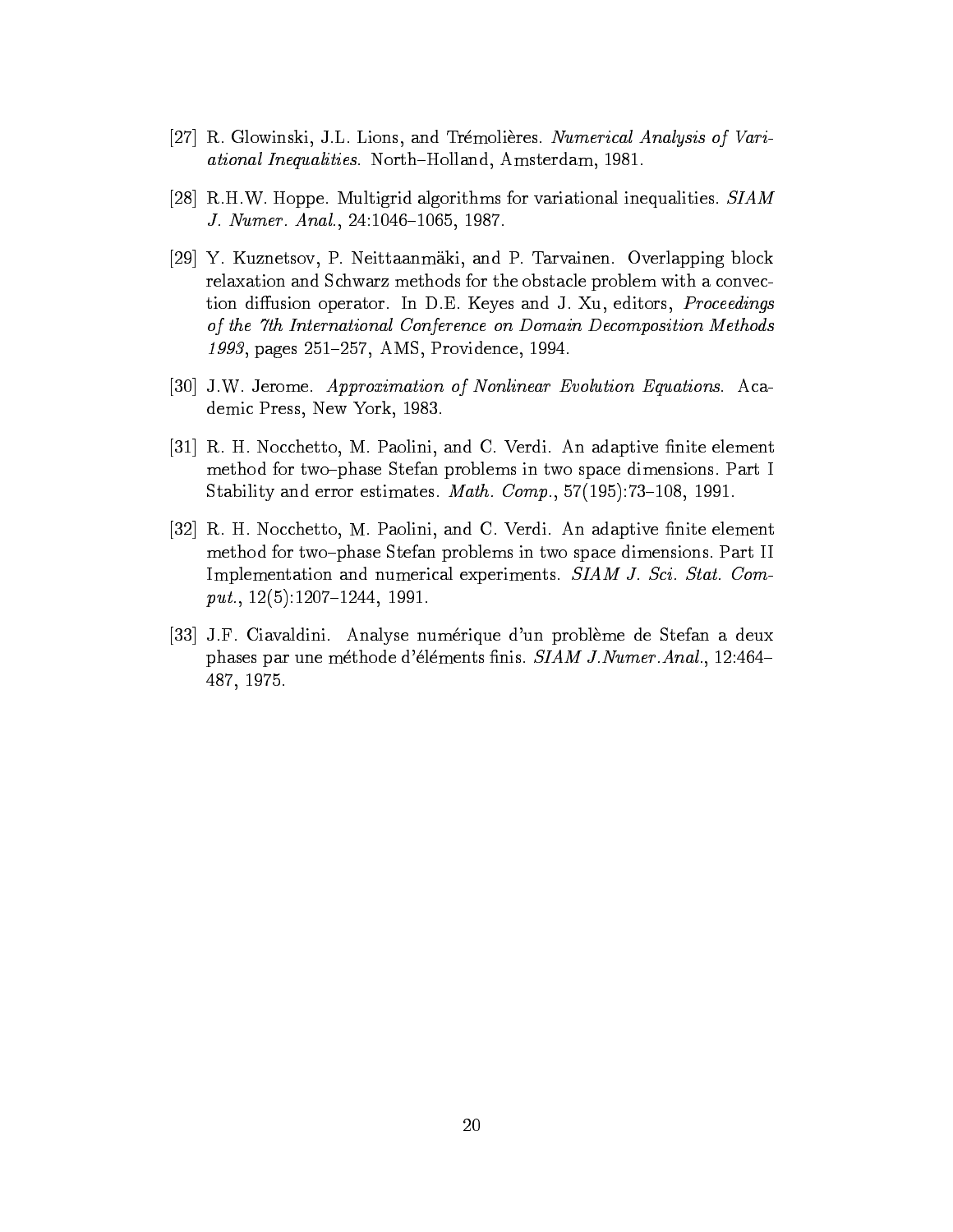[27] R. Glowinski, J.L. Lions, and Trémolières. *Numerical Analysis of Variational Inequalities.* North–Holland, Amsterdam, 1981.

[28] R.H.W. Hoppe. Multigrid algorithms for variational inequalities. *SIAM J. Numer. Anal.*, 24:1046–1065, 1987.

[29] Y. Kuznetsov, P. Neittaanmäki, and P. Tarvainen. Overlapping block relaxation and Schwarz methods for the obstacle problem with a convection diffusion operator. In D.E. Keyes and J. Xu, editors, *Proceedings of the 7th International Conference on Domain Decomposition Methods 1993*, pages 251–257, AMS, Providence, 1994.

[30] J.W. Jerome. *Approximation of Nonlinear Evolution Equations.* Academic Press, New York, 1983.

[31] R. H. Nocchetto, M. Paolini, and C. Verdi. An adaptive finite element method for two–phase Stefan problems in two space dimensions. Part I Stability and error estimates. *Math. Comp.*, 57(195):73–108, 1991.

[32] R. H. Nocchetto, M. Paolini, and C. Verdi. An adaptive finite element method for two–phase Stefan problems in two space dimensions. Part II Implementation and numerical experiments. *SIAM J. Sci. Stat. Comput.*, 12(5):1207–1244, 1991.

[33] J.F. Ciavaldini. Analyse numérique d'un problème de Stefan a deux phases par une méthode d'éléments finis. *SIAM J.Numer.Anal.*, 12:464–487, 1975.